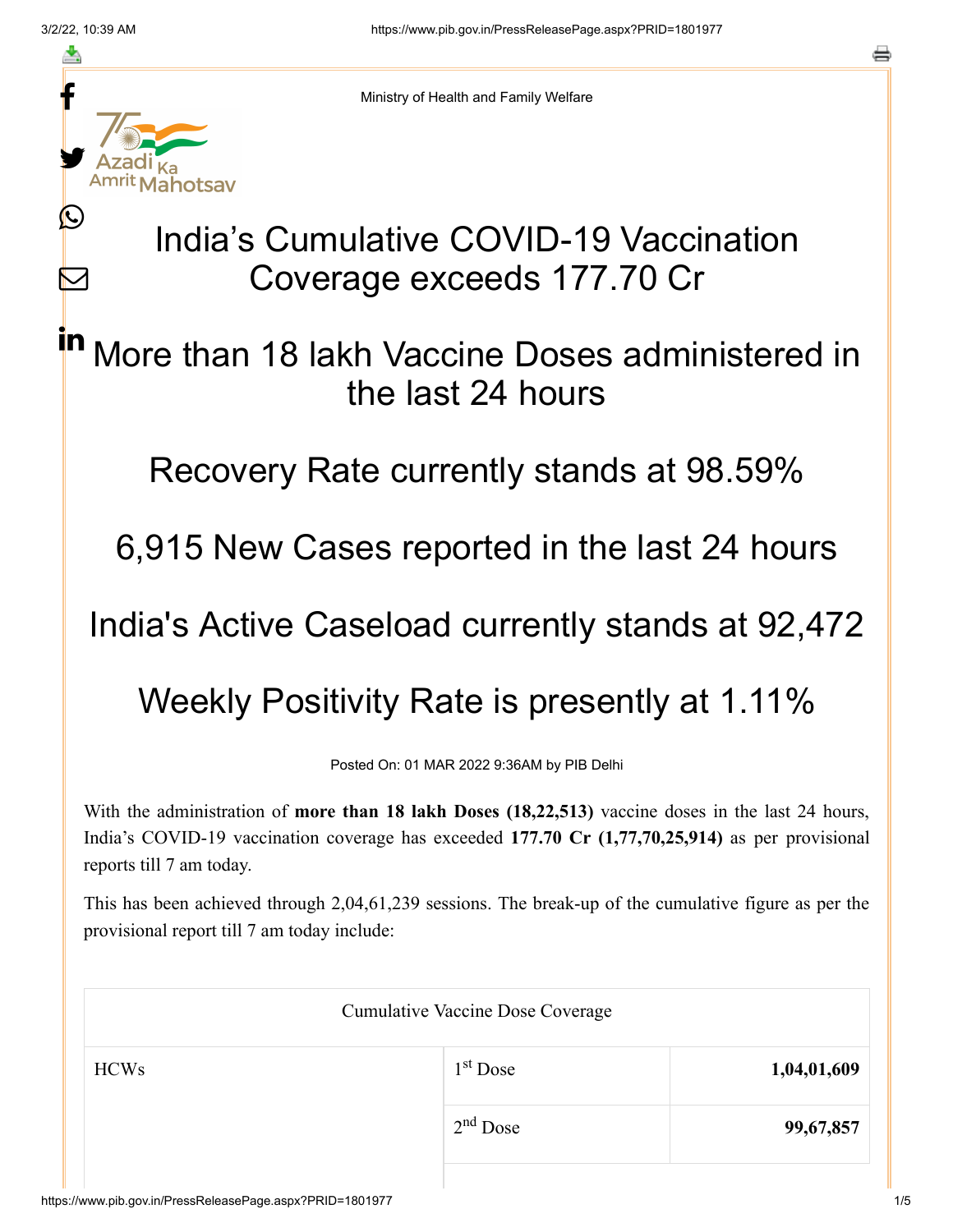Ministry of Health and Family Welfare

# India's Cumulative COVID-19 Vaccination Coverage exceeds 177.70 Cr

## More than 18 lakh Vaccine Doses administered in the last 24 hours

## Recovery Rate currently stands at 98.59%

## 6,915 New Cases reported in the last 24 hours

## India's Active Caseload currently stands at 92,472

## Weekly Positivity Rate is presently at 1.11%

Posted On: 01 MAR 2022 9:36AM by PIB Delhi

With the administration of **more than 18 lakh Doses (18,22,513)** vaccine doses in the last 24 hours, India's COVID-19 vaccination coverage has exceeded **177.70 Cr (1,77,70,25,914)** as per provisional reports till 7 am today.

This has been achieved through 2,04,61,239 sessions. The break-up of the cumulative figure as per the provisional report till 7 am today include:

| Cumulative Vaccine Dose Coverage | | |
|---|---|---|
| HCWs | 1st Dose | **1,04,01,609** |
| | 2nd Dose | **99,67,857** |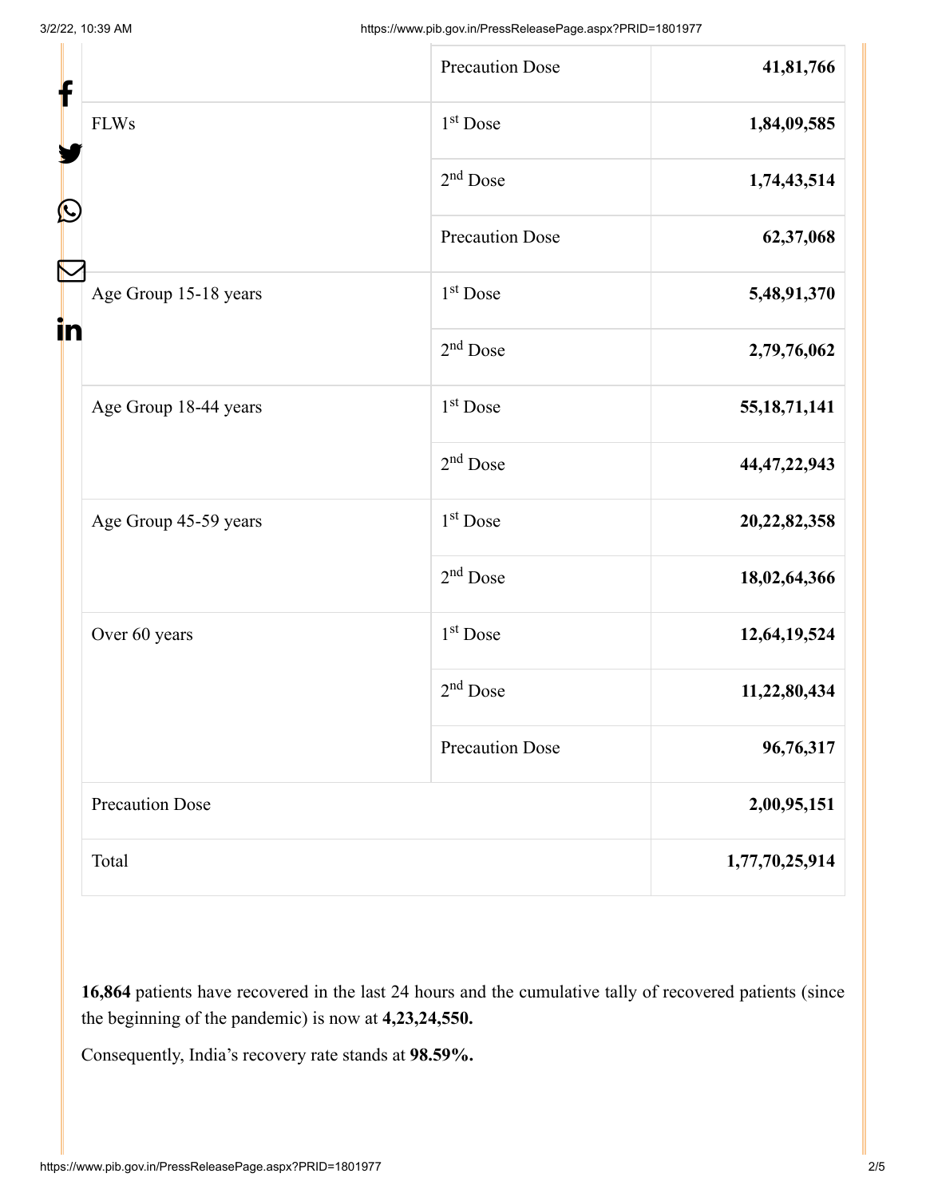| | | |
|---|---|---|
| | Precaution Dose | **41,81,766** |
| FLWs | 1st Dose | **1,84,09,585** |
| | 2nd Dose | **1,74,43,514** |
| | Precaution Dose | **62,37,068** |
| Age Group 15-18 years | 1st Dose | **5,48,91,370** |
| | 2nd Dose | **2,79,76,062** |
| Age Group 18-44 years | 1st Dose | **55,18,71,141** |
| | 2nd Dose | **44,47,22,943** |
| Age Group 45-59 years | 1st Dose | **20,22,82,358** |
| | 2nd Dose | **18,02,64,366** |
| Over 60 years | 1st Dose | **12,64,19,524** |
| | 2nd Dose | **11,22,80,434** |
| | Precaution Dose | **96,76,317** |
| Precaution Dose | | **2,00,95,151** |
| Total | | **1,77,70,25,914** |

**16,864** patients have recovered in the last 24 hours and the cumulative tally of recovered patients (since the beginning of the pandemic) is now at **4,23,24,550.**

Consequently, India's recovery rate stands at **98.59%.**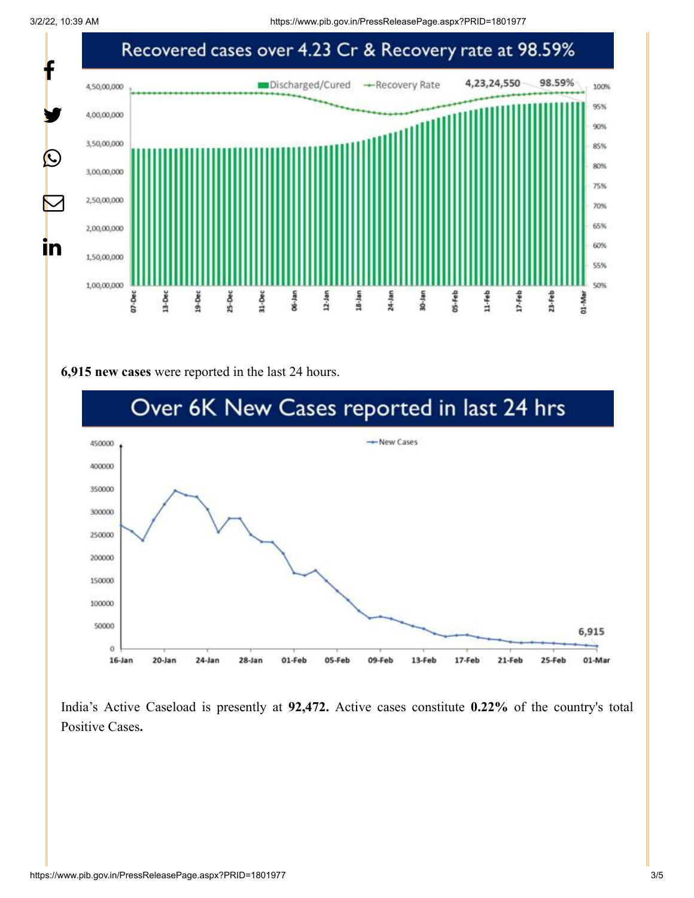Recovered cases over 4.23 Cr & Recovery rate at 98.59%

**6,915 new cases** were reported in the last 24 hours.

Over 6K New Cases reported in last 24 hrs

India's Active Caseload is presently at **92,472.** Active cases constitute **0.22%** of the country's total Positive Cases**.**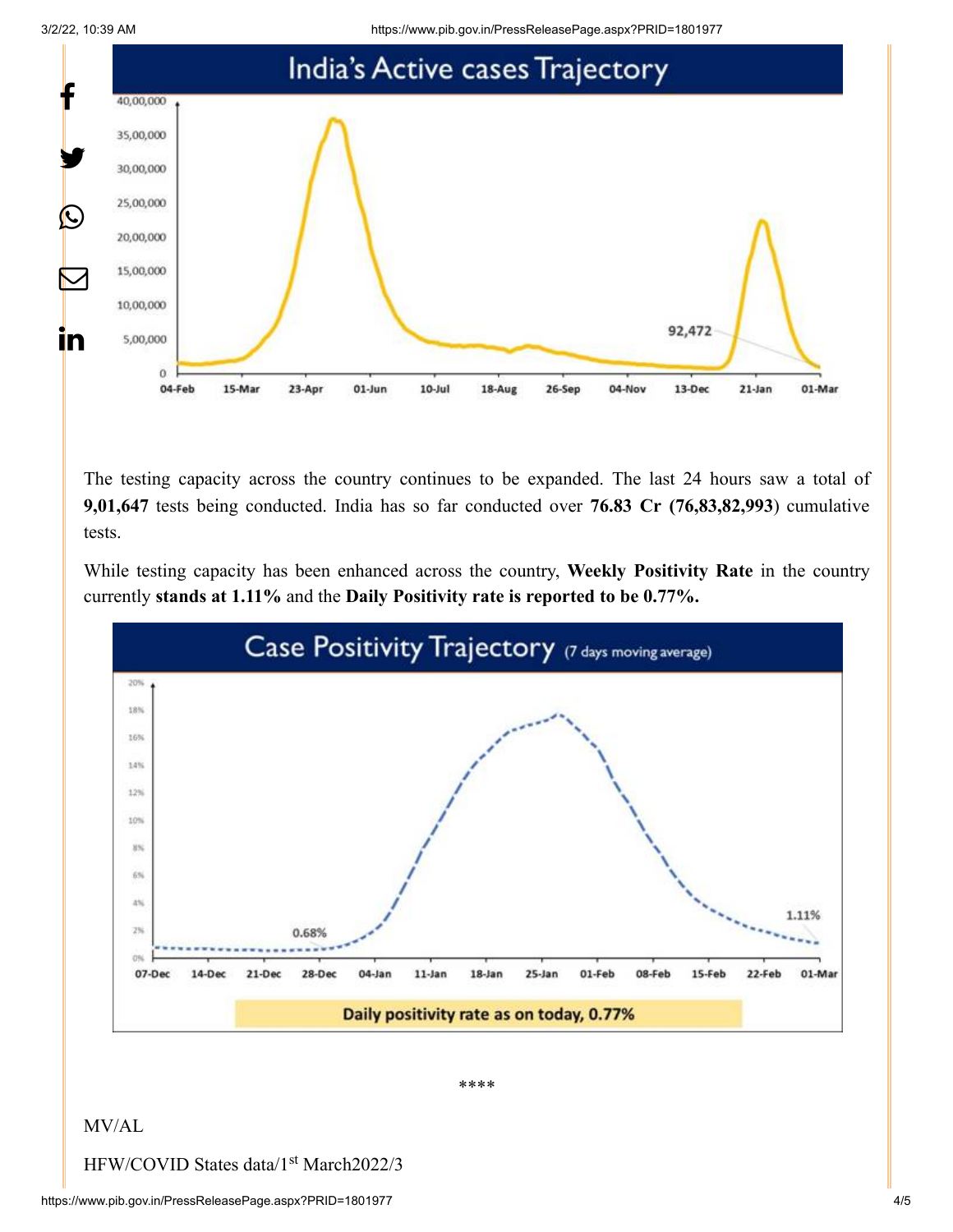## India's Active cases Trajectory

The testing capacity across the country continues to be expanded. The last 24 hours saw a total of **9,01,647** tests being conducted. India has so far conducted over **76.83 Cr (76,83,82,993**) cumulative tests.

While testing capacity has been enhanced across the country, **Weekly Positivity Rate** in the country currently **stands at 1.11%** and the **Daily Positivity rate is reported to be 0.77%.**

## Case Positivity Trajectory (7 days moving average)

Daily positivity rate as on today, 0.77%

****

MV/AL

HFW/COVID States data/1st March2022/3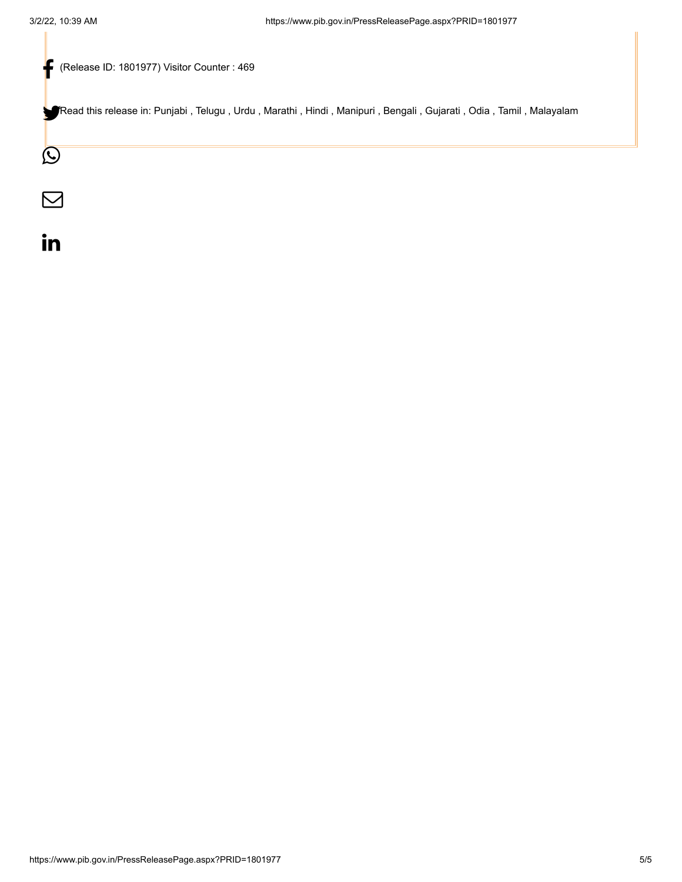(Release ID: 1801977) Visitor Counter : 469

Read this release in: Punjabi , Telugu , Urdu , Marathi , Hindi , Manipuri , Bengali , Gujarati , Odia , Tamil , Malayalam